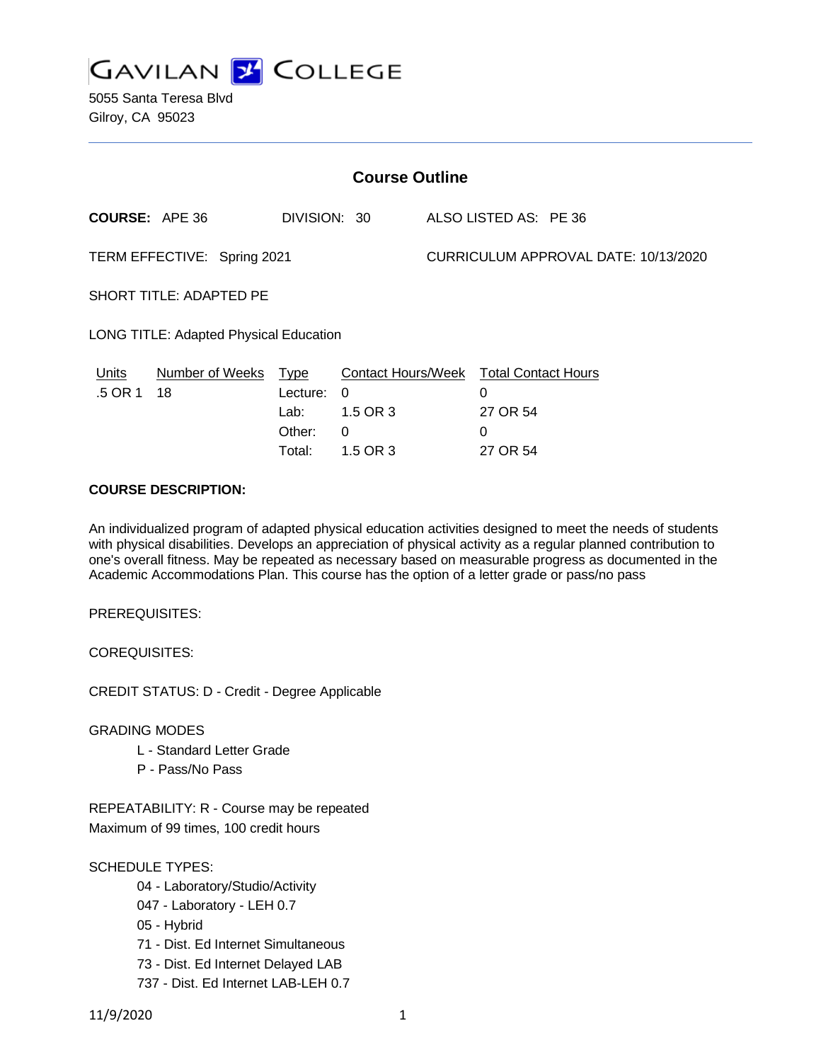# GAVILAN COLLEGE

5055 Santa Teresa Blvd
Gilroy, CA 95023

## Course Outline

**COURSE:** APE 36 DIVISION: 30 ALSO LISTED AS: PE 36

TERM EFFECTIVE: Spring 2021 CURRICULUM APPROVAL DATE: 10/13/2020

SHORT TITLE: ADAPTED PE

LONG TITLE: Adapted Physical Education

| Units | Number of Weeks | Type | Contact Hours/Week | Total Contact Hours |
|---|---|---|---|---|
| .5 OR 1 | 18 | Lecture: | 0 | 0 |
| | | Lab: | 1.5 OR 3 | 27 OR 54 |
| | | Other: | 0 | 0 |
| | | Total: | 1.5 OR 3 | 27 OR 54 |

**COURSE DESCRIPTION:**

An individualized program of adapted physical education activities designed to meet the needs of students with physical disabilities. Develops an appreciation of physical activity as a regular planned contribution to one's overall fitness. May be repeated as necessary based on measurable progress as documented in the Academic Accommodations Plan. This course has the option of a letter grade or pass/no pass

PREREQUISITES:

COREQUISITES:

CREDIT STATUS: D - Credit - Degree Applicable

GRADING MODES

- L - Standard Letter Grade
- P - Pass/No Pass

REPEATABILITY: R - Course may be repeated
Maximum of 99 times, 100 credit hours

SCHEDULE TYPES:

- 04 - Laboratory/Studio/Activity
- 047 - Laboratory - LEH 0.7
- 05 - Hybrid
- 71 - Dist. Ed Internet Simultaneous
- 73 - Dist. Ed Internet Delayed LAB
- 737 - Dist. Ed Internet LAB-LEH 0.7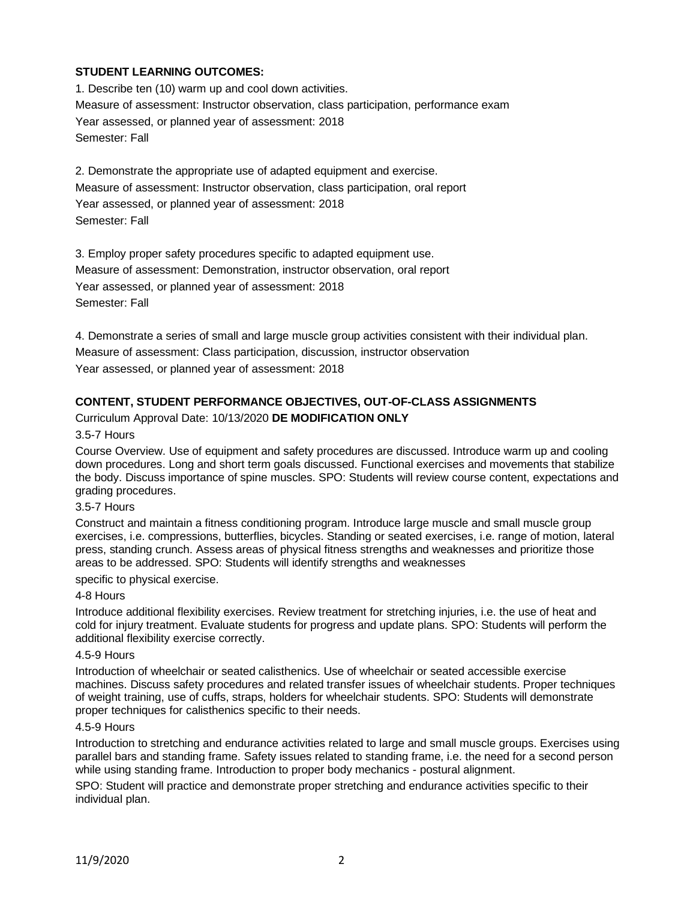**STUDENT LEARNING OUTCOMES:**

1. Describe ten (10) warm up and cool down activities.
Measure of assessment: Instructor observation, class participation, performance exam
Year assessed, or planned year of assessment: 2018
Semester: Fall

2. Demonstrate the appropriate use of adapted equipment and exercise.
Measure of assessment: Instructor observation, class participation, oral report
Year assessed, or planned year of assessment: 2018
Semester: Fall

3. Employ proper safety procedures specific to adapted equipment use.
Measure of assessment: Demonstration, instructor observation, oral report
Year assessed, or planned year of assessment: 2018
Semester: Fall

4. Demonstrate a series of small and large muscle group activities consistent with their individual plan.
Measure of assessment: Class participation, discussion, instructor observation
Year assessed, or planned year of assessment: 2018

**CONTENT, STUDENT PERFORMANCE OBJECTIVES, OUT-OF-CLASS ASSIGNMENTS**

Curriculum Approval Date: 10/13/2020 **DE MODIFICATION ONLY**

3.5-7 Hours

Course Overview. Use of equipment and safety procedures are discussed. Introduce warm up and cooling down procedures. Long and short term goals discussed. Functional exercises and movements that stabilize the body. Discuss importance of spine muscles. SPO: Students will review course content, expectations and grading procedures.

3.5-7 Hours

Construct and maintain a fitness conditioning program. Introduce large muscle and small muscle group exercises, i.e. compressions, butterflies, bicycles. Standing or seated exercises, i.e. range of motion, lateral press, standing crunch. Assess areas of physical fitness strengths and weaknesses and prioritize those areas to be addressed. SPO: Students will identify strengths and weaknesses specific to physical exercise.

4-8 Hours

Introduce additional flexibility exercises. Review treatment for stretching injuries, i.e. the use of heat and cold for injury treatment. Evaluate students for progress and update plans. SPO: Students will perform the additional flexibility exercise correctly.

4.5-9 Hours

Introduction of wheelchair or seated calisthenics. Use of wheelchair or seated accessible exercise machines. Discuss safety procedures and related transfer issues of wheelchair students. Proper techniques of weight training, use of cuffs, straps, holders for wheelchair students. SPO: Students will demonstrate proper techniques for calisthenics specific to their needs.

4.5-9 Hours

Introduction to stretching and endurance activities related to large and small muscle groups. Exercises using parallel bars and standing frame. Safety issues related to standing frame, i.e. the need for a second person while using standing frame. Introduction to proper body mechanics - postural alignment.

SPO: Student will practice and demonstrate proper stretching and endurance activities specific to their individual plan.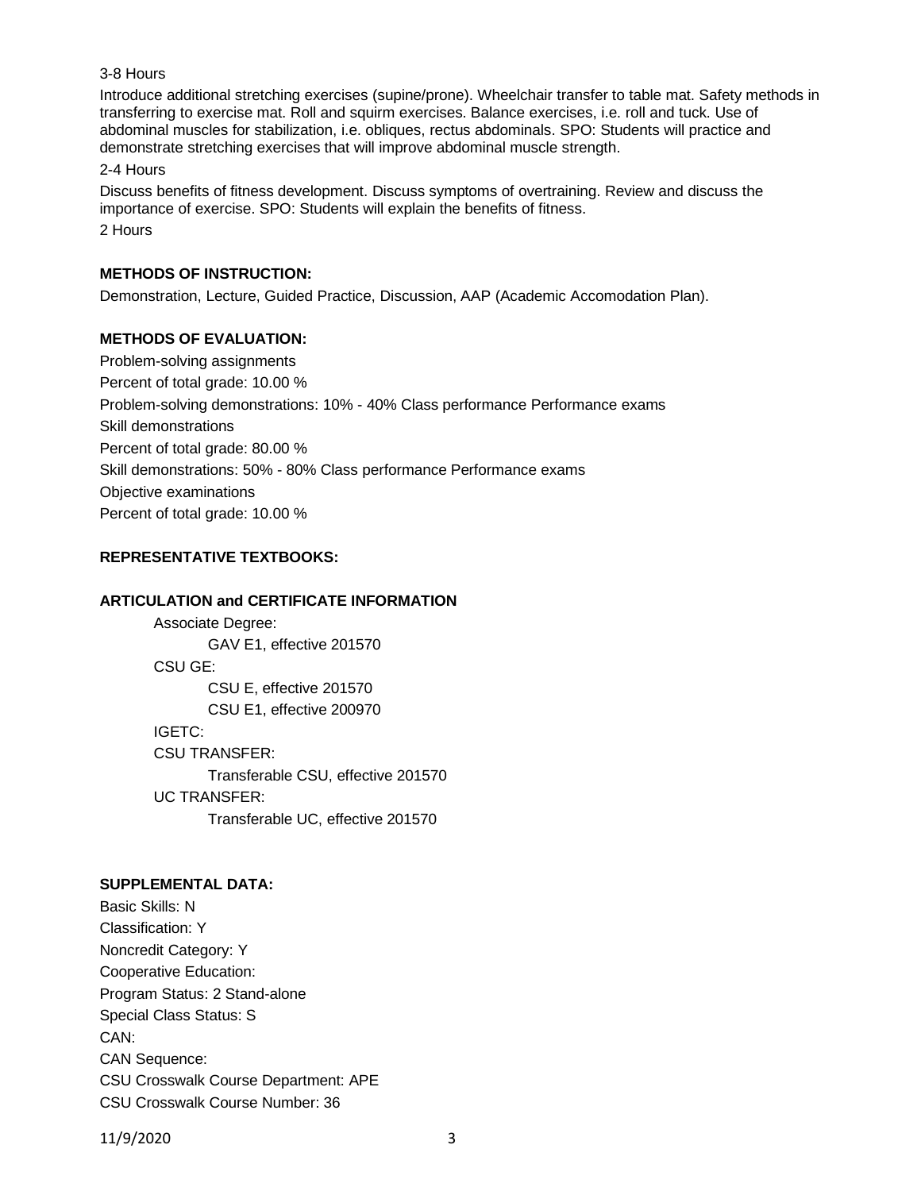3-8 Hours

Introduce additional stretching exercises (supine/prone). Wheelchair transfer to table mat. Safety methods in transferring to exercise mat. Roll and squirm exercises. Balance exercises, i.e. roll and tuck. Use of abdominal muscles for stabilization, i.e. obliques, rectus abdominals. SPO: Students will practice and demonstrate stretching exercises that will improve abdominal muscle strength.

2-4 Hours

Discuss benefits of fitness development. Discuss symptoms of overtraining. Review and discuss the importance of exercise. SPO: Students will explain the benefits of fitness.

2 Hours

**METHODS OF INSTRUCTION:**

Demonstration, Lecture, Guided Practice, Discussion, AAP (Academic Accomodation Plan).

**METHODS OF EVALUATION:**

Problem-solving assignments

Percent of total grade: 10.00 %

Problem-solving demonstrations: 10% - 40% Class performance Performance exams

Skill demonstrations

Percent of total grade: 80.00 %

Skill demonstrations: 50% - 80% Class performance Performance exams

Objective examinations

Percent of total grade: 10.00 %

**REPRESENTATIVE TEXTBOOKS:**

**ARTICULATION and CERTIFICATE INFORMATION**

Associate Degree:
- GAV E1, effective 201570

CSU GE:
- CSU E, effective 201570
- CSU E1, effective 200970

IGETC:

CSU TRANSFER:
- Transferable CSU, effective 201570

UC TRANSFER:
- Transferable UC, effective 201570

**SUPPLEMENTAL DATA:**

Basic Skills: N

Classification: Y

Noncredit Category: Y

Cooperative Education:

Program Status: 2 Stand-alone

Special Class Status: S

CAN:

CAN Sequence:

CSU Crosswalk Course Department: APE

CSU Crosswalk Course Number: 36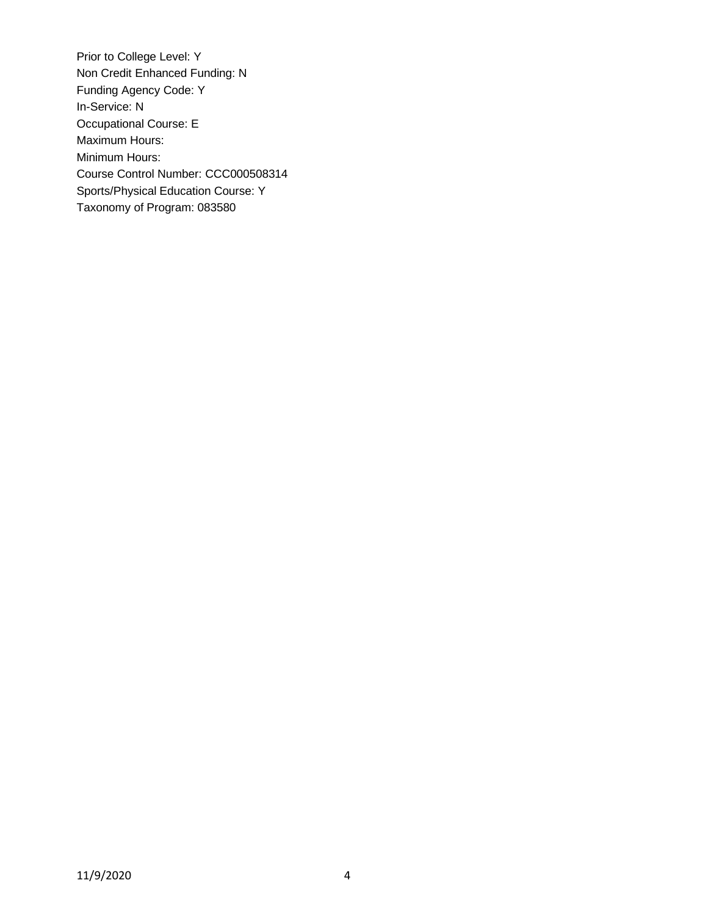Prior to College Level: Y
Non Credit Enhanced Funding: N
Funding Agency Code: Y
In-Service: N
Occupational Course: E
Maximum Hours:
Minimum Hours:
Course Control Number: CCC000508314
Sports/Physical Education Course: Y
Taxonomy of Program: 083580